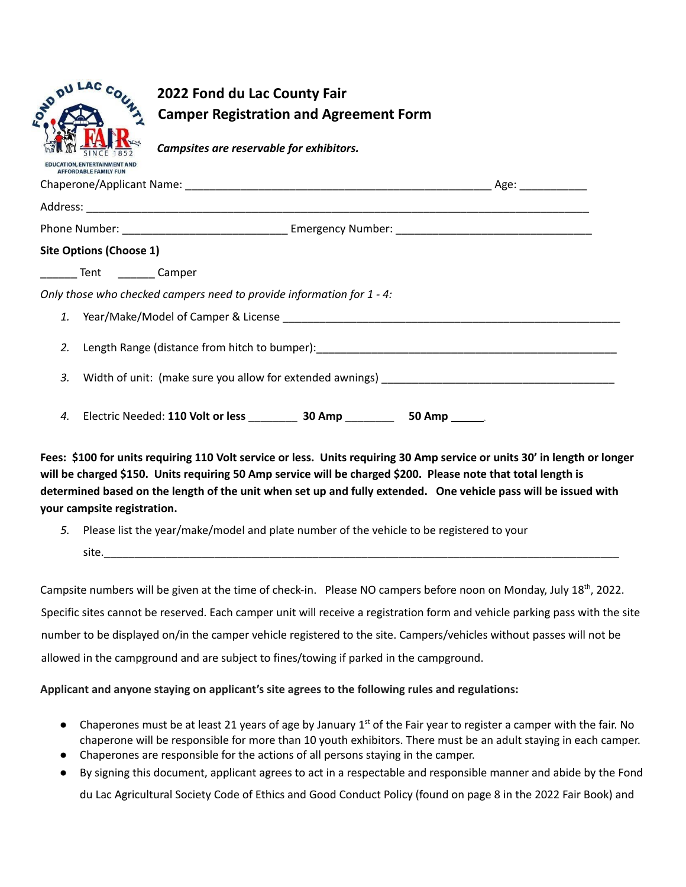# 2022 Fond du Lac County Fair
## Camper Registration and Agreement Form

***Campsites are reservable for exhibitors.***

Chaperone/Applicant Name: _______________________________________________ Age: __________

Address: ______________________________________________________________________________

Phone Number: __________________________ Emergency Number: ______________________________

**Site Options (Choose 1)**

______ Tent ______ Camper

*Only those who checked campers need to provide information for 1 - 4:*

1. Year/Make/Model of Camper & License ____________________________________________________
2. Length Range (distance from hitch to bumper):_______________________________________________
3. Width of unit: (make sure you allow for extended awnings) ___________________________________
4. Electric Needed: **110 Volt or less** ________ **30 Amp** ________ **50 Amp** _____.

**Fees: $100 for units requiring 110 Volt service or less. Units requiring 30 Amp service or units 30' in length or longer will be charged $150. Units requiring 50 Amp service will be charged $200. Please note that total length is determined based on the length of the unit when set up and fully extended. One vehicle pass will be issued with your campsite registration.**

5. Please list the year/make/model and plate number of the vehicle to be registered to your site.__________________________________________________________________________

Campsite numbers will be given at the time of check-in. Please NO campers before noon on Monday, July 18th, 2022. Specific sites cannot be reserved. Each camper unit will receive a registration form and vehicle parking pass with the site number to be displayed on/in the camper vehicle registered to the site. Campers/vehicles without passes will not be allowed in the campground and are subject to fines/towing if parked in the campground.

**Applicant and anyone staying on applicant's site agrees to the following rules and regulations:**

- Chaperones must be at least 21 years of age by January 1st of the Fair year to register a camper with the fair. No chaperone will be responsible for more than 10 youth exhibitors. There must be an adult staying in each camper.
- Chaperones are responsible for the actions of all persons staying in the camper.
- By signing this document, applicant agrees to act in a respectable and responsible manner and abide by the Fond du Lac Agricultural Society Code of Ethics and Good Conduct Policy (found on page 8 in the 2022 Fair Book) and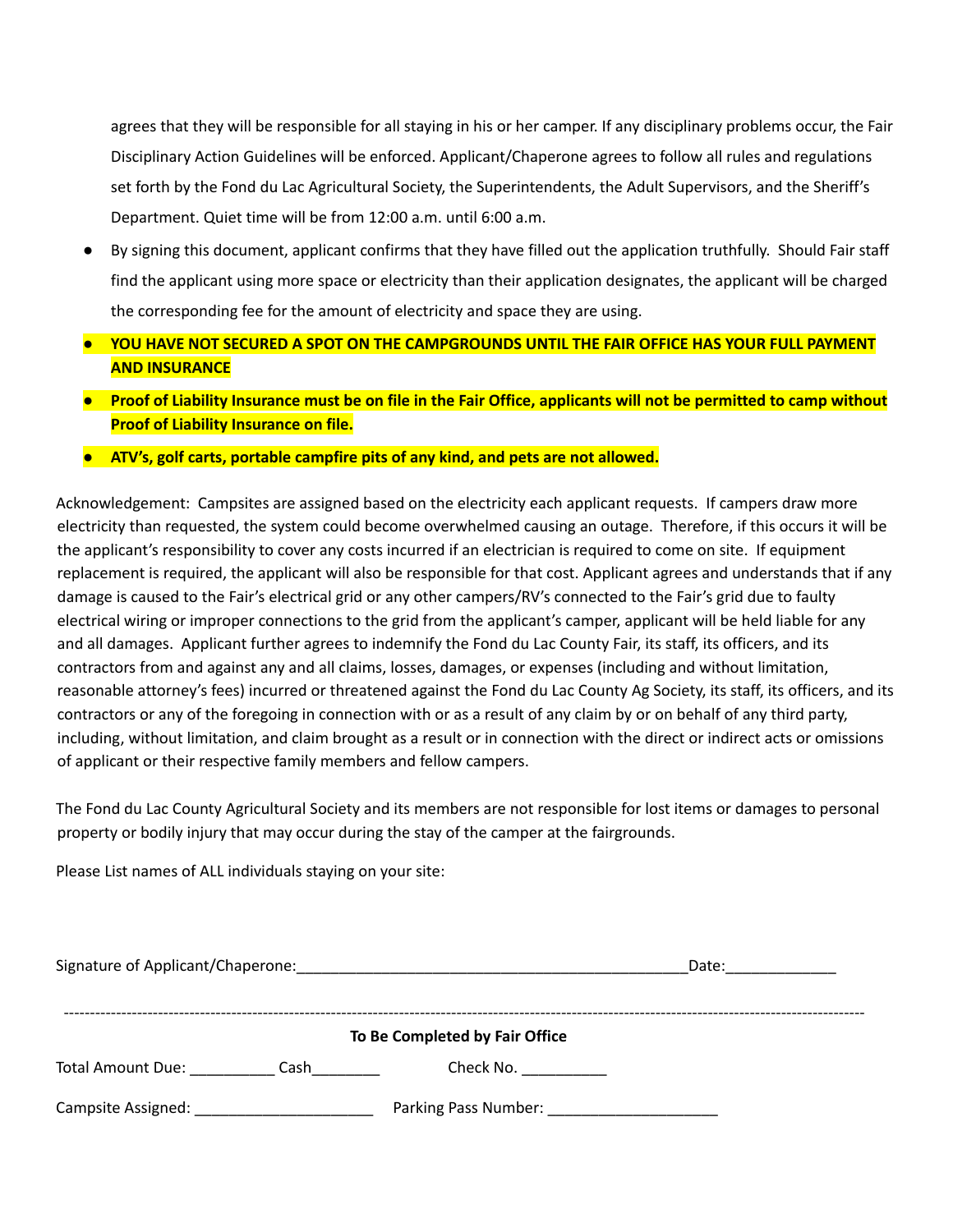agrees that they will be responsible for all staying in his or her camper. If any disciplinary problems occur, the Fair Disciplinary Action Guidelines will be enforced. Applicant/Chaperone agrees to follow all rules and regulations set forth by the Fond du Lac Agricultural Society, the Superintendents, the Adult Supervisors, and the Sheriff's Department. Quiet time will be from 12:00 a.m. until 6:00 a.m.

- By signing this document, applicant confirms that they have filled out the application truthfully. Should Fair staff find the applicant using more space or electricity than their application designates, the applicant will be charged the corresponding fee for the amount of electricity and space they are using.
- **YOU HAVE NOT SECURED A SPOT ON THE CAMPGROUNDS UNTIL THE FAIR OFFICE HAS YOUR FULL PAYMENT AND INSURANCE**
- **Proof of Liability Insurance must be on file in the Fair Office, applicants will not be permitted to camp without Proof of Liability Insurance on file.**
- **ATV's, golf carts, portable campfire pits of any kind, and pets are not allowed.**

Acknowledgement: Campsites are assigned based on the electricity each applicant requests. If campers draw more electricity than requested, the system could become overwhelmed causing an outage. Therefore, if this occurs it will be the applicant's responsibility to cover any costs incurred if an electrician is required to come on site. If equipment replacement is required, the applicant will also be responsible for that cost. Applicant agrees and understands that if any damage is caused to the Fair's electrical grid or any other campers/RV's connected to the Fair's grid due to faulty electrical wiring or improper connections to the grid from the applicant's camper, applicant will be held liable for any and all damages. Applicant further agrees to indemnify the Fond du Lac County Fair, its staff, its officers, and its contractors from and against any and all claims, losses, damages, or expenses (including and without limitation, reasonable attorney's fees) incurred or threatened against the Fond du Lac County Ag Society, its staff, its officers, and its contractors or any of the foregoing in connection with or as a result of any claim by or on behalf of any third party, including, without limitation, and claim brought as a result or in connection with the direct or indirect acts or omissions of applicant or their respective family members and fellow campers.

The Fond du Lac County Agricultural Society and its members are not responsible for lost items or damages to personal property or bodily injury that may occur during the stay of the camper at the fairgrounds.

Please List names of ALL individuals staying on your site:

Signature of Applicant/Chaperone:_______________________________________________Date:_____________

---

**To Be Completed by Fair Office**

Total Amount Due: __________ Cash________ Check No. __________

Campsite Assigned: _____________________ Parking Pass Number: ____________________